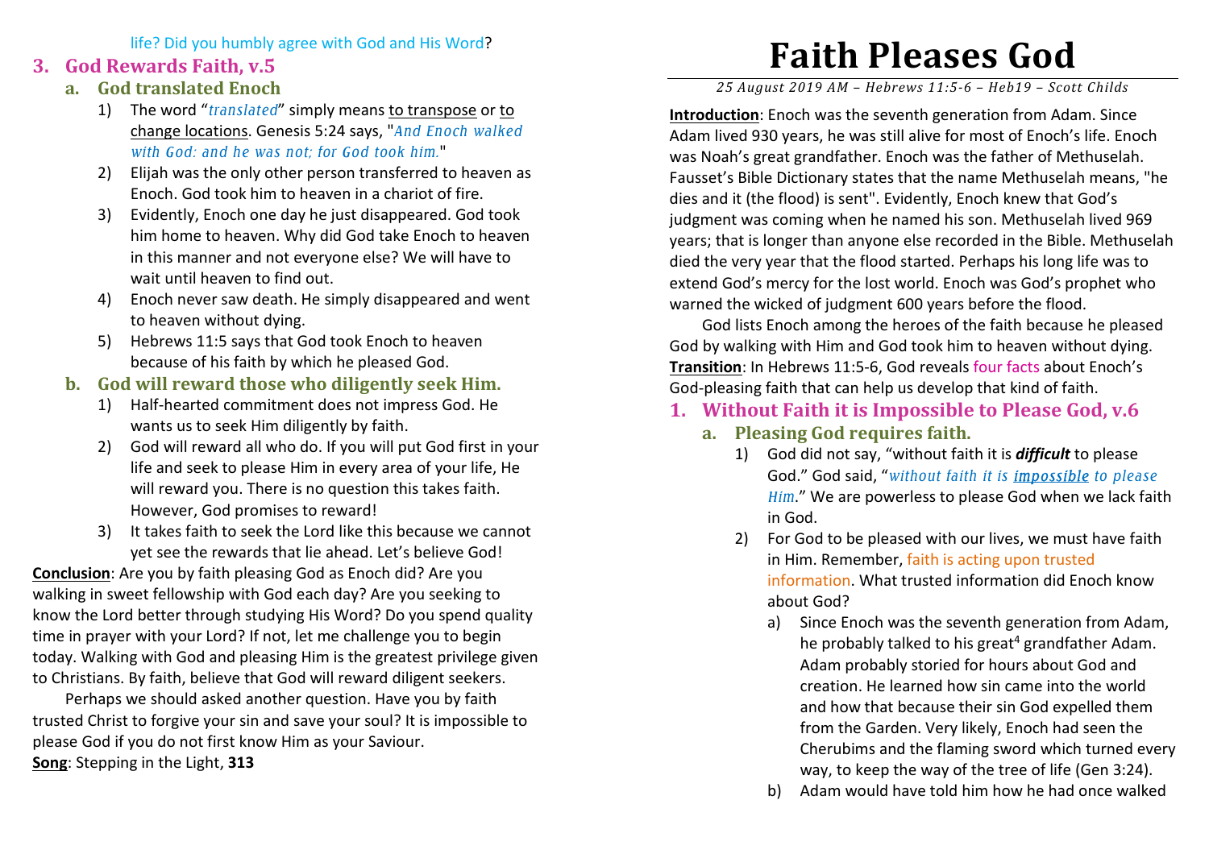# Faith Pleases God

*25 August 2019 AM – Hebrews 11:5-6 – Heb19 – Scott Childs*

**Introduction**: Enoch was the seventh generation from Adam. Since Adam lived 930 years, he was still alive for most of Enoch's life. Enoch was Noah's great grandfather. Enoch was the father of Methuselah. Fausset's Bible Dictionary states that the name Methuselah means, "he dies and it (the flood) is sent". Evidently, Enoch knew that God's judgment was coming when he named his son. Methuselah lived 969 years; that is longer than anyone else recorded in the Bible. Methuselah died the very year that the flood started. Perhaps his long life was to extend God's mercy for the lost world. Enoch was God's prophet who warned the wicked of judgment 600 years before the flood.

God lists Enoch among the heroes of the faith because he pleased God by walking with Him and God took him to heaven without dying.

**Transition**: In Hebrews 11:5-6, God reveals four facts about Enoch's God-pleasing faith that can help us develop that kind of faith.

## 1. Without Faith it is Impossible to Please God, v.6

### a. Pleasing God requires faith.

1) God did not say, "without faith it is ***difficult*** to please God." God said, "*without faith it is **impossible** to please Him*." We are powerless to please God when we lack faith in God.
2) For God to be pleased with our lives, we must have faith in Him. Remember, faith is acting upon trusted information. What trusted information did Enoch know about God?
   a) Since Enoch was the seventh generation from Adam, he probably talked to his great[4] grandfather Adam. Adam probably storied for hours about God and creation. He learned how sin came into the world and how that because their sin God expelled them from the Garden. Very likely, Enoch had seen the Cherubims and the flaming sword which turned every way, to keep the way of the tree of life (Gen 3:24).
   b) Adam would have told him how he had once walked

life? Did you humbly agree with God and His Word?

## 3. God Rewards Faith, v.5

### a. God translated Enoch

1) The word "*translated*" simply means to transpose or to change locations. Genesis 5:24 says, "*And Enoch walked with God: and he was not; for God took him.*"
2) Elijah was the only other person transferred to heaven as Enoch. God took him to heaven in a chariot of fire.
3) Evidently, Enoch one day he just disappeared. God took him home to heaven. Why did God take Enoch to heaven in this manner and not everyone else? We will have to wait until heaven to find out.
4) Enoch never saw death. He simply disappeared and went to heaven without dying.
5) Hebrews 11:5 says that God took Enoch to heaven because of his faith by which he pleased God.

### b. God will reward those who diligently seek Him.

1) Half-hearted commitment does not impress God. He wants us to seek Him diligently by faith.
2) God will reward all who do. If you will put God first in your life and seek to please Him in every area of your life, He will reward you. There is no question this takes faith. However, God promises to reward!
3) It takes faith to seek the Lord like this because we cannot yet see the rewards that lie ahead. Let's believe God!

**Conclusion**: Are you by faith pleasing God as Enoch did? Are you walking in sweet fellowship with God each day? Are you seeking to know the Lord better through studying His Word? Do you spend quality time in prayer with your Lord? If not, let me challenge you to begin today. Walking with God and pleasing Him is the greatest privilege given to Christians. By faith, believe that God will reward diligent seekers.

Perhaps we should asked another question. Have you by faith trusted Christ to forgive your sin and save your soul? It is impossible to please God if you do not first know Him as your Saviour.

**Song**: Stepping in the Light, **313**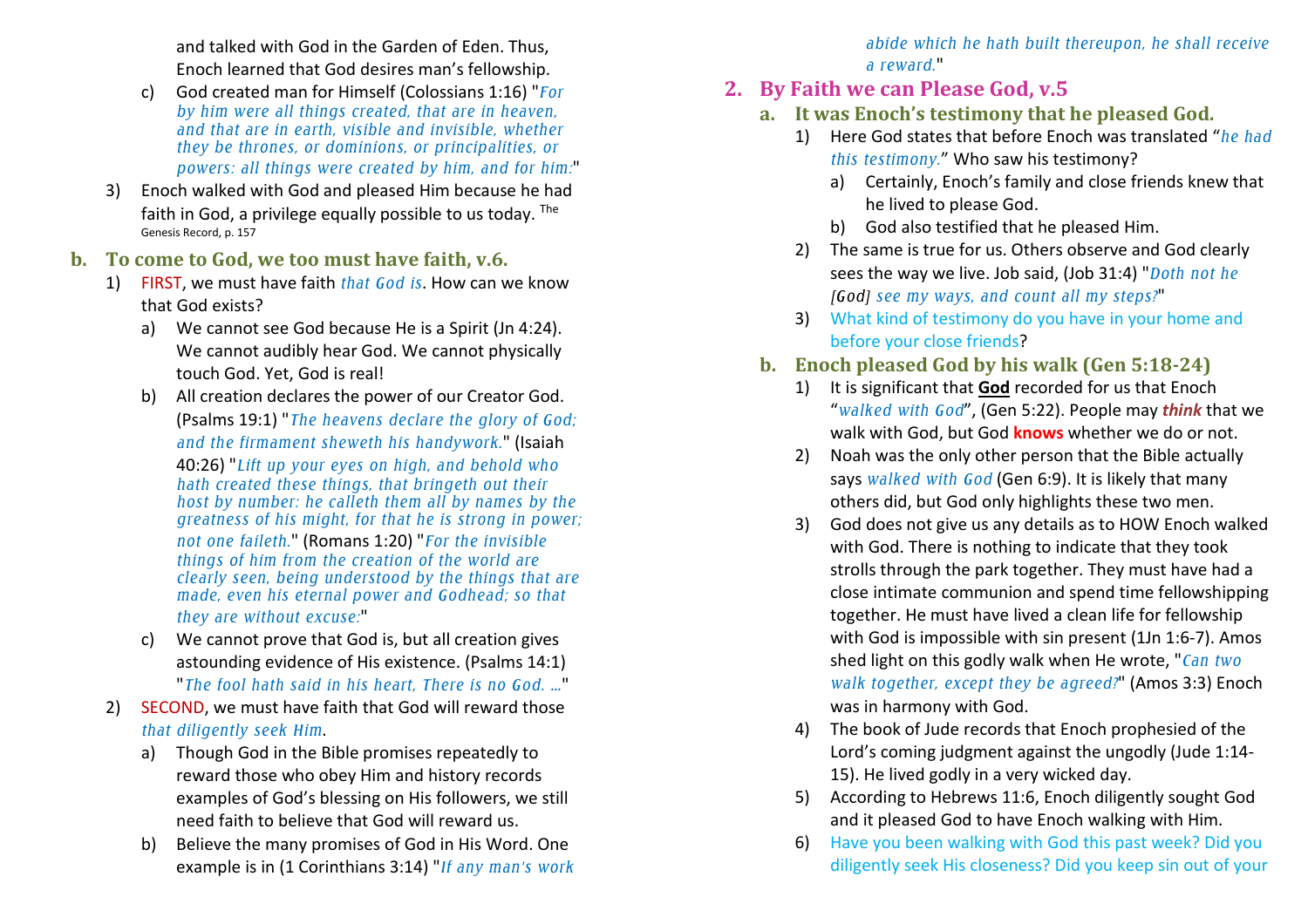and talked with God in the Garden of Eden. Thus, Enoch learned that God desires man's fellowship.

c) God created man for Himself (Colossians 1:16) "*For by him were all things created, that are in heaven, and that are in earth, visible and invisible, whether they be thrones, or dominions, or principalities, or powers: all things were created by him, and for him:*"

3) Enoch walked with God and pleased Him because he had faith in God, a privilege equally possible to us today. The Genesis Record, p. 157

### b. To come to God, we too must have faith, v.6.

1) FIRST, we must have faith *that God is*. How can we know that God exists?

a) We cannot see God because He is a Spirit (Jn 4:24). We cannot audibly hear God. We cannot physically touch God. Yet, God is real!

b) All creation declares the power of our Creator God. (Psalms 19:1) "*The heavens declare the glory of God; and the firmament sheweth his handywork.*" (Isaiah 40:26) "*Lift up your eyes on high, and behold who hath created these things, that bringeth out their host by number: he calleth them all by names by the greatness of his might, for that he is strong in power; not one faileth.*" (Romans 1:20) "*For the invisible things of him from the creation of the world are clearly seen, being understood by the things that are made, even his eternal power and Godhead; so that they are without excuse:*"

c) We cannot prove that God is, but all creation gives astounding evidence of His existence. (Psalms 14:1) "*The fool hath said in his heart, There is no God. …*"

2) SECOND, we must have faith that God will reward those *that diligently seek Him*.

a) Though God in the Bible promises repeatedly to reward those who obey Him and history records examples of God's blessing on His followers, we still need faith to believe that God will reward us.

b) Believe the many promises of God in His Word. One example is in (1 Corinthians 3:14) "*If any man's work abide which he hath built thereupon, he shall receive a reward.*"

## 2. By Faith we can Please God, v.5

### a. It was Enoch's testimony that he pleased God.

1) Here God states that before Enoch was translated "*he had this testimony.*" Who saw his testimony?

a) Certainly, Enoch's family and close friends knew that he lived to please God.

b) God also testified that he pleased Him.

2) The same is true for us. Others observe and God clearly sees the way we live. Job said, (Job 31:4) "*Doth not he [God] see my ways, and count all my steps?*"

3) What kind of testimony do you have in your home and before your close friends?

### b. Enoch pleased God by his walk (Gen 5:18-24)

1) It is significant that **God** recorded for us that Enoch "*walked with God*", (Gen 5:22). People may ***think*** that we walk with God, but God **knows** whether we do or not.

2) Noah was the only other person that the Bible actually says *walked with God* (Gen 6:9). It is likely that many others did, but God only highlights these two men.

3) God does not give us any details as to HOW Enoch walked with God. There is nothing to indicate that they took strolls through the park together. They must have had a close intimate communion and spend time fellowshipping together. He must have lived a clean life for fellowship with God is impossible with sin present (1Jn 1:6-7). Amos shed light on this godly walk when He wrote, "*Can two walk together, except they be agreed?*" (Amos 3:3) Enoch was in harmony with God.

4) The book of Jude records that Enoch prophesied of the Lord's coming judgment against the ungodly (Jude 1:14-15). He lived godly in a very wicked day.

5) According to Hebrews 11:6, Enoch diligently sought God and it pleased God to have Enoch walking with Him.

6) Have you been walking with God this past week? Did you diligently seek His closeness? Did you keep sin out of your